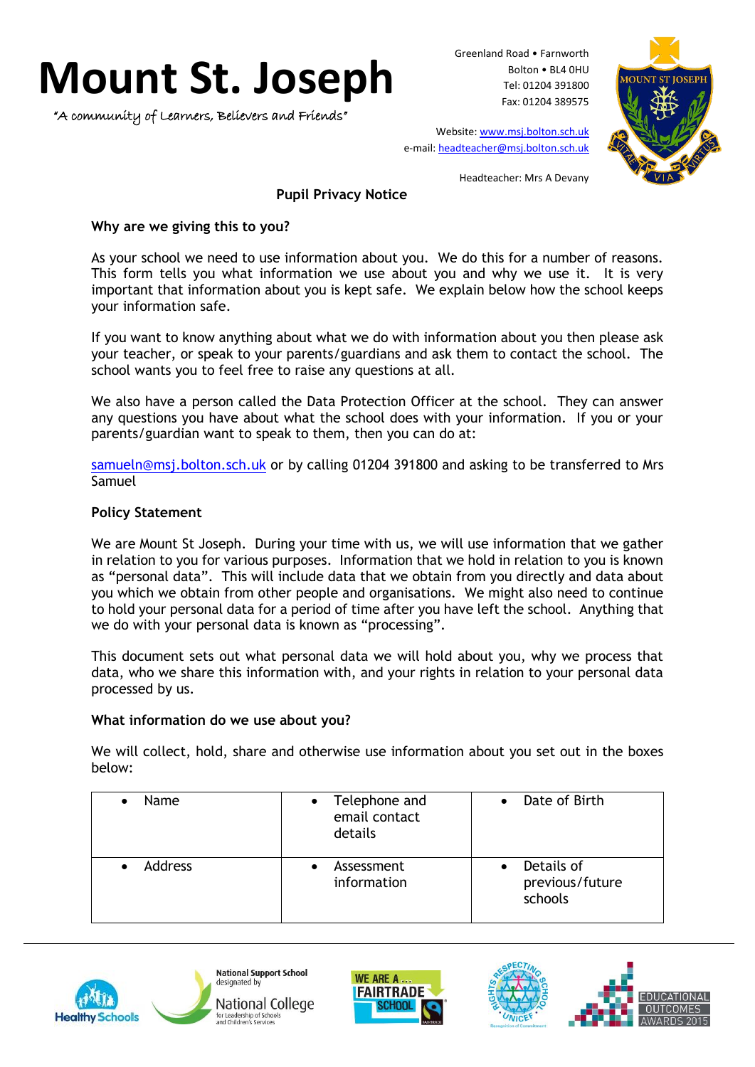# Mount St. Joseph

"A community of Learners, Believers and Friends"

Greenland Road • Farnworth
Bolton • BL4 0HU
Tel: 01204 391800
Fax: 01204 389575

Website: www.msj.bolton.sch.uk
e-mail: headteacher@msj.bolton.sch.uk

Headteacher: Mrs A Devany

## Pupil Privacy Notice

**Why are we giving this to you?**

As your school we need to use information about you. We do this for a number of reasons. This form tells you what information we use about you and why we use it. It is very important that information about you is kept safe. We explain below how the school keeps your information safe.

If you want to know anything about what we do with information about you then please ask your teacher, or speak to your parents/guardians and ask them to contact the school. The school wants you to feel free to raise any questions at all.

We also have a person called the Data Protection Officer at the school. They can answer any questions you have about what the school does with your information. If you or your parents/guardian want to speak to them, then you can do at:

samueln@msj.bolton.sch.uk or by calling 01204 391800 and asking to be transferred to Mrs Samuel

**Policy Statement**

We are Mount St Joseph. During your time with us, we will use information that we gather in relation to you for various purposes. Information that we hold in relation to you is known as "personal data". This will include data that we obtain from you directly and data about you which we obtain from other people and organisations. We might also need to continue to hold your personal data for a period of time after you have left the school. Anything that we do with your personal data is known as "processing".

This document sets out what personal data we will hold about you, why we process that data, who we share this information with, and your rights in relation to your personal data processed by us.

**What information do we use about you?**

We will collect, hold, share and otherwise use information about you set out in the boxes below:

| | | |
|---|---|---|
| • Name | • Telephone and email contact details | • Date of Birth |
| • Address | • Assessment information | • Details of previous/future schools |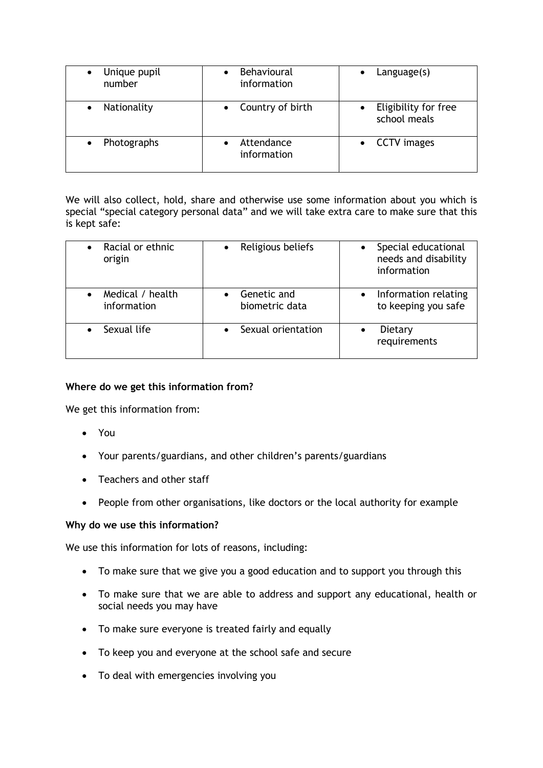| | | |
|---|---|---|
| • Unique pupil number | • Behavioural information | • Language(s) |
| • Nationality | • Country of birth | • Eligibility for free school meals |
| • Photographs | • Attendance information | • CCTV images |

We will also collect, hold, share and otherwise use some information about you which is special "special category personal data" and we will take extra care to make sure that this is kept safe:

| | | |
|---|---|---|
| • Racial or ethnic origin | • Religious beliefs | • Special educational needs and disability information |
| • Medical / health information | • Genetic and biometric data | • Information relating to keeping you safe |
| • Sexual life | • Sexual orientation | • Dietary requirements |

**Where do we get this information from?**

We get this information from:

- You
- Your parents/guardians, and other children's parents/guardians
- Teachers and other staff
- People from other organisations, like doctors or the local authority for example

**Why do we use this information?**

We use this information for lots of reasons, including:

- To make sure that we give you a good education and to support you through this
- To make sure that we are able to address and support any educational, health or social needs you may have
- To make sure everyone is treated fairly and equally
- To keep you and everyone at the school safe and secure
- To deal with emergencies involving you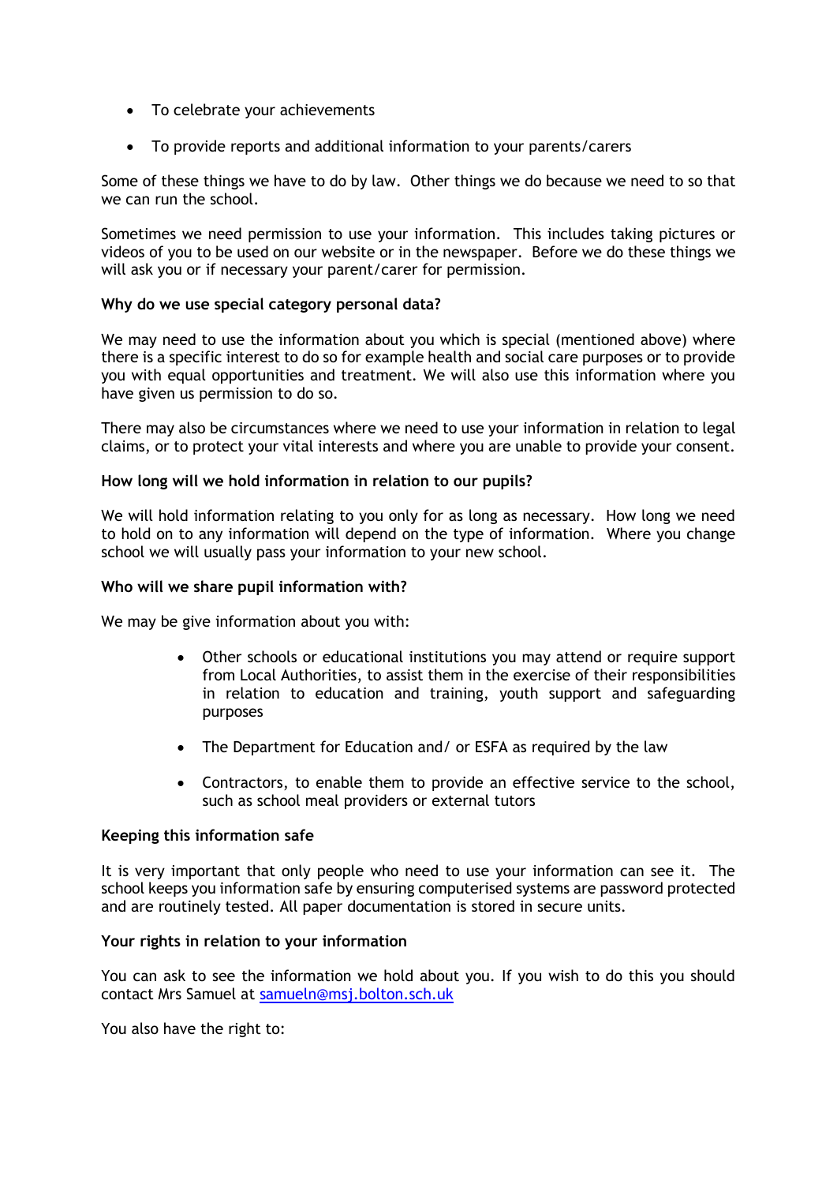- To celebrate your achievements
- To provide reports and additional information to your parents/carers

Some of these things we have to do by law. Other things we do because we need to so that we can run the school.

Sometimes we need permission to use your information. This includes taking pictures or videos of you to be used on our website or in the newspaper. Before we do these things we will ask you or if necessary your parent/carer for permission.

**Why do we use special category personal data?**

We may need to use the information about you which is special (mentioned above) where there is a specific interest to do so for example health and social care purposes or to provide you with equal opportunities and treatment. We will also use this information where you have given us permission to do so.

There may also be circumstances where we need to use your information in relation to legal claims, or to protect your vital interests and where you are unable to provide your consent.

**How long will we hold information in relation to our pupils?**

We will hold information relating to you only for as long as necessary. How long we need to hold on to any information will depend on the type of information. Where you change school we will usually pass your information to your new school.

**Who will we share pupil information with?**

We may be give information about you with:

- Other schools or educational institutions you may attend or require support from Local Authorities, to assist them in the exercise of their responsibilities in relation to education and training, youth support and safeguarding purposes
- The Department for Education and/ or ESFA as required by the law
- Contractors, to enable them to provide an effective service to the school, such as school meal providers or external tutors

**Keeping this information safe**

It is very important that only people who need to use your information can see it. The school keeps you information safe by ensuring computerised systems are password protected and are routinely tested. All paper documentation is stored in secure units.

**Your rights in relation to your information**

You can ask to see the information we hold about you. If you wish to do this you should contact Mrs Samuel at [samueln@msj.bolton.sch.uk](mailto:samueln@msj.bolton.sch.uk)

You also have the right to: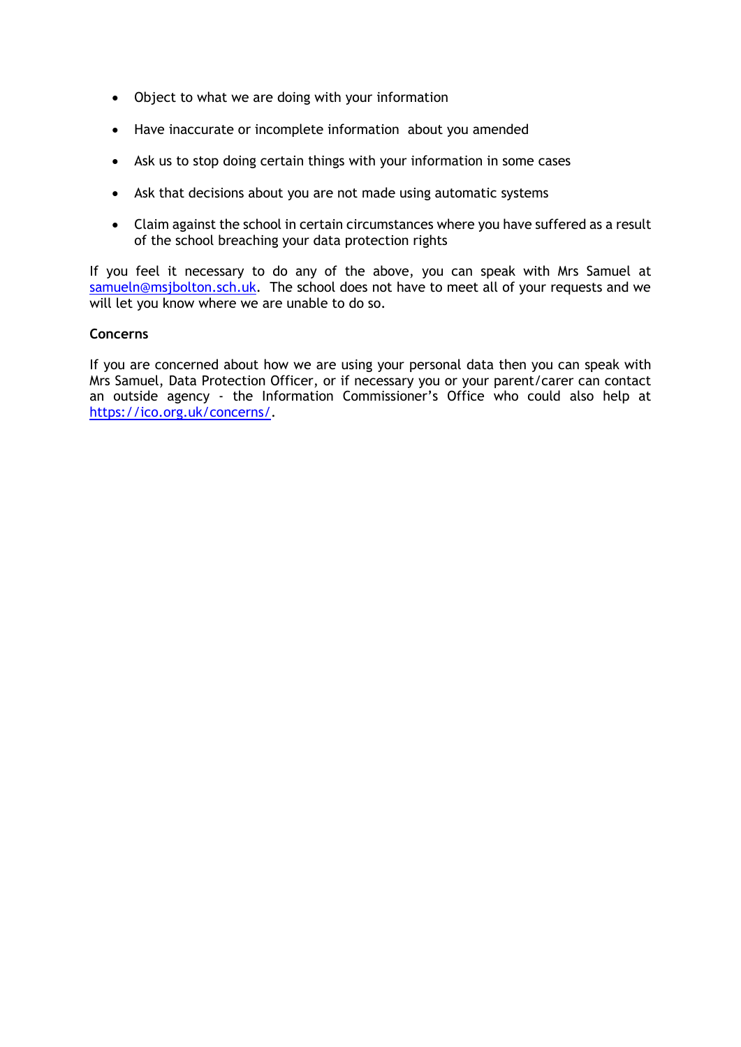- Object to what we are doing with your information
- Have inaccurate or incomplete information about you amended
- Ask us to stop doing certain things with your information in some cases
- Ask that decisions about you are not made using automatic systems
- Claim against the school in certain circumstances where you have suffered as a result of the school breaching your data protection rights

If you feel it necessary to do any of the above, you can speak with Mrs Samuel at samueln@msjbolton.sch.uk. The school does not have to meet all of your requests and we will let you know where we are unable to do so.

**Concerns**

If you are concerned about how we are using your personal data then you can speak with Mrs Samuel, Data Protection Officer, or if necessary you or your parent/carer can contact an outside agency - the Information Commissioner's Office who could also help at https://ico.org.uk/concerns/.